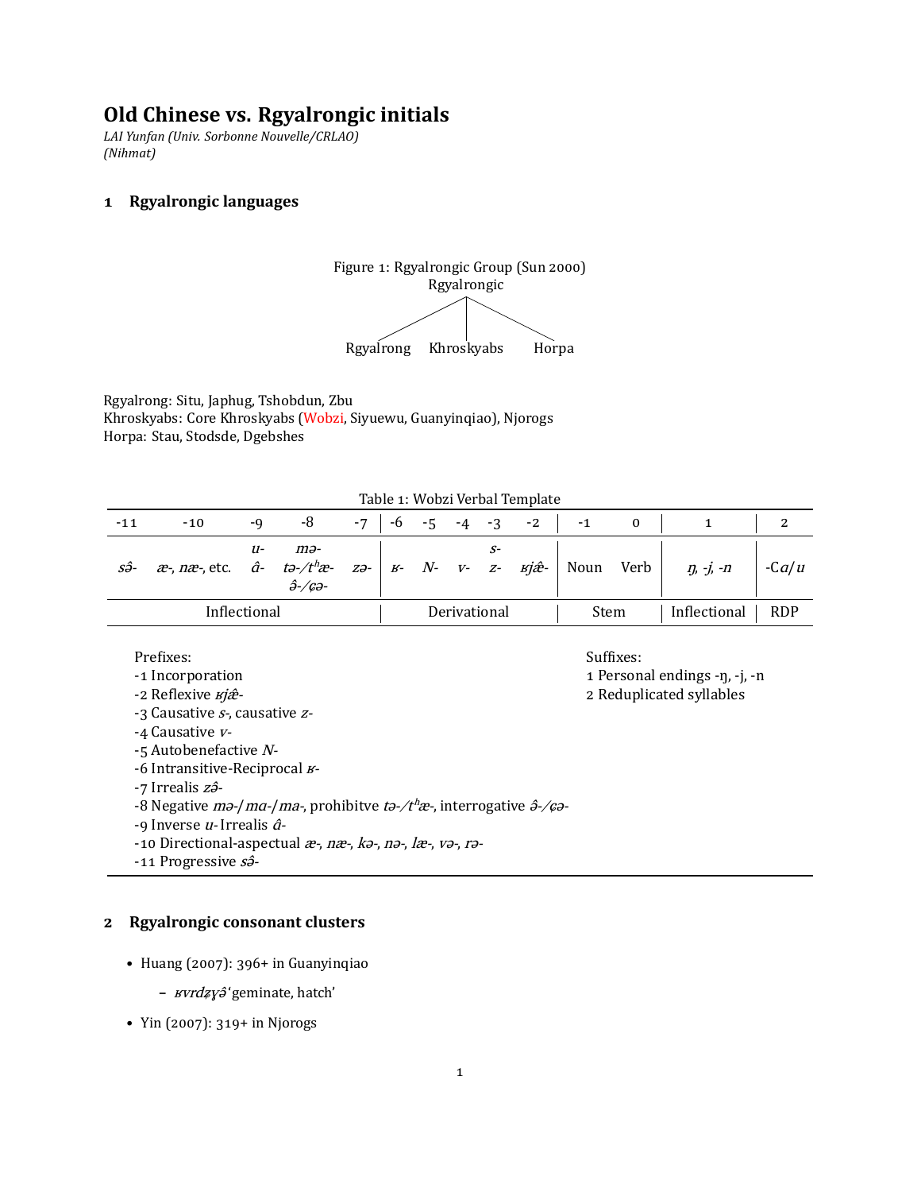# Old Chinese vs. Rgyalrongic initials

*LAI Yunfan (Univ. Sorbonne Nouvelle/CRLAO)*
*(Nihmat)*

## 1 Rgyalrongic languages

Figure 1: Rgyalrongic Group (Sun 2000)

```
              Rgyalrongic
         /         |         \
  Rgyalrong   Khroskyabs    Horpa
```

Rgyalrong: Situ, Japhug, Tshobdun, Zbu
Khroskyabs: Core Khroskyabs (Wobzi, Siyuewu, Guanyinqiao), Njorogs
Horpa: Stau, Stodsde, Dgebshes

Table 1: Wobzi Verbal Template

| -11 | -10 | -9 | -8 | -7 | -6 | -5 | -4 | -3 | -2 | -1 | 0 | 1 | 2 |
|---|---|---|---|---|---|---|---|---|---|---|---|---|---|
| *sɘ̂-* | *æ-*, *næ-*, etc. | *u-* *ɑ̂-* | *mə-* *tə-/tʰæ-* *ə̂-/ɕə-* | *zɘ̂-* | *ʁ-* | *N-* | *v-* | *s-* *z-* | *ʁjæ̂-* | Noun | Verb | *ŋ, -j, -n* | -C*a*/*u* |
| Inflectional | | | | | Derivational | | | | | Stem | | Inflectional | RDP |

Prefixes:
-1 Incorporation
-2 Reflexive *ʁjæ̂-*
-3 Causative *s-*, causative *z-*
-4 Causative *v-*
-5 Autobenefactive *N-*
-6 Intransitive-Reciprocal *ʁ-*
-7 Irrealis *zɘ̂-*
-8 Negative *mə-*/*ma-*/*ma-*, prohibitve *tə-/tʰæ-*, interrogative *ə̂-/ɕə-*
-9 Inverse *u-* Irrealis *ɑ̂-*
-10 Directional-aspectual *æ-*, *næ-*, *kə-*, *nə-*, *læ-*, *və-*, *rə-*
-11 Progressive *sɘ̂-*

Suffixes:
1 Personal endings -ŋ, -j, -n
2 Reduplicated syllables

## 2 Rgyalrongic consonant clusters

- Huang (2007): 396+ in Guanyinqiao
  - *ʁvrdʐɣə̂* 'geminate, hatch'
- Yin (2007): 319+ in Njorogs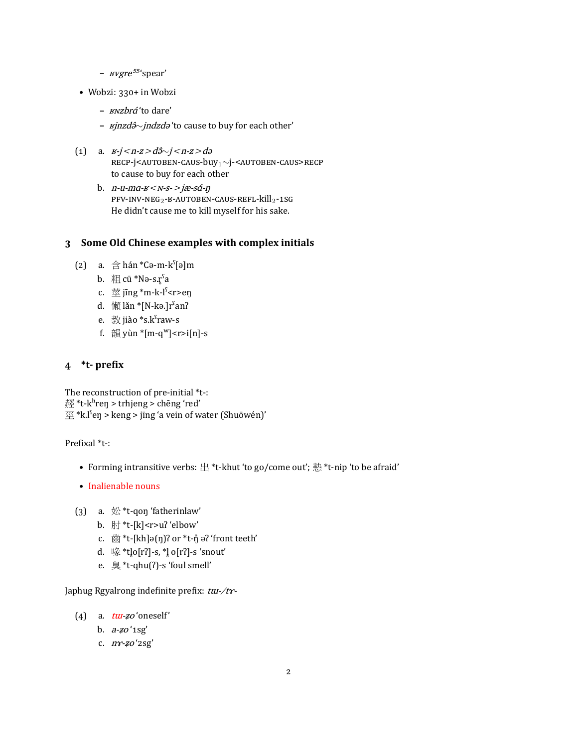- *ʁvgre*[55] ‘spear’

- Wobzi: 330+ in Wobzi
  - *ʁɴzbrá* ‘to dare’
  - *ʁjnzdə̂∼jndzdə* ‘to cause to buy for each other’

(1) a. *ʁ-j<n-z>də̂∼j<n-z>də*
RECP-j<AUTOBEN-CAUS-buy$_1$∼j-<AUTOBEN-CAUS>RECP
to cause to buy for each other

b. *n-u-ma-ʁ<ɴ-s->jæ-sá-ŋ*
PFV-INV-NEG$_2$-ʁ-AUTOBEN-CAUS-REFL-kill$_2$-1SG
He didn't cause me to kill myself for his sake.

## 3 Some Old Chinese examples with complex initials

(2) a. 含 hán *Cə-m-kˤ[ə]m
b. 粗 cū *Nə-s.r̥ˤa
c. 莖 jīng *m-k-lˤ<r>eŋ
d. 懶 lǎn *[N-kə.]rˤanʔ
e. 教 jiào *s.kˤraw-s
f. 韻 yùn *[m-qʷ]<r>i[n]-s

## 4 *t- prefix

The reconstruction of pre-initial *t-:
赬 *t-kʰreŋ > trhjeng > chēng ‘red’
巠 *k.lˤeŋ > keng > jīng ‘a vein of water (Shuōwén)’

Prefixal *t-:

- Forming intransitive verbs: 出 *t-khut ‘to go/come out’; 慹 *t-nip ‘to be afraid’
- Inalienable nouns

(3) a. 妐 *t-qoŋ ‘fatherinlaw’
b. 肘 *t-[k]<r>uʔ ‘elbow’
c. 齒 *t-[kh]ə(ŋ)ʔ or *t-ŋ̊ əʔ ‘front teeth’
d. 喙 *t.l̥o[rʔ]-s, *l̥ o[rʔ]-s ‘snout’
e. 臭 *t-qhu(ʔ)-s ‘foul smell’

Japhug Rgyalrong indefinite prefix: *tɯ-/tɤ-*

(4) a. *tɯ-ʑo* ‘oneself’
b. *a-ʑo* ‘1sg’
c. *nɤ-ʑo* ‘2sg’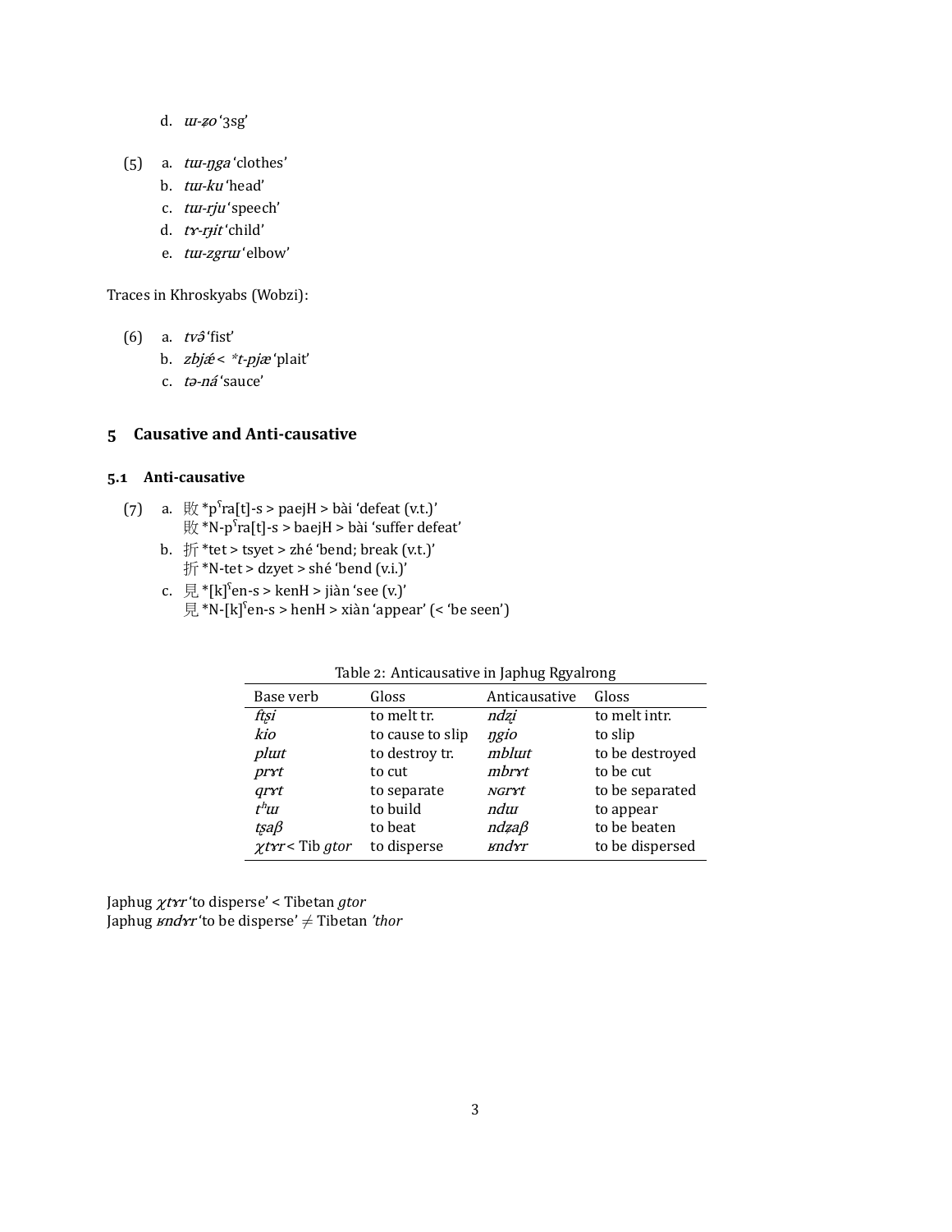d. *ɯ-ʑo* ‘3sg’

(5) a. *tɯ-ŋga* ‘clothes’
 b. *tɯ-ku* ‘head’
 c. *tɯ-rju* ‘speech’
 d. *tɤ-rɟit* ‘child’
 e. *tɯ-zgrɯ* ‘elbow’

Traces in Khroskyabs (Wobzi):

(6) a. *tvɘ̂* ‘fist’
 b. *zbjǽ* < *\*t-pjæ* ‘plait’
 c. *tə-ná* ‘sauce’

## 5 Causative and Anti-causative

### 5.1 Anti-causative

(7) a. 敗 \*pˤra[t]-s > paejH > bài ‘defeat (v.t.)’
 敗 \*N-pˤra[t]-s > baejH > bài ‘suffer defeat’
 b. 折 \*tet > tsyet > zhé ‘bend; break (v.t.)’
 折 \*N-tet > dzyet > shé ‘bend (v.i.)’
 c. 見 \*[k]ˤen-s > kenH > jiàn ‘see (v.)’
 見 \*N-[k]ˤen-s > henH > xiàn ‘appear’ (< ‘be seen’)

Table 2: Anticausative in Japhug Rgyalrong

| Base verb | Gloss | Anticausative | Gloss |
|---|---|---|---|
| *ftʂi* | to melt tr. | *ndʐi* | to melt intr. |
| *kio* | to cause to slip | *ŋgio* | to slip |
| *plɯt* | to destroy tr. | *mblɯt* | to be destroyed |
| *prɤt* | to cut | *mbrɤt* | to be cut |
| *qrɤt* | to separate | *ɴɢrɤt* | to be separated |
| *tʰɯ* | to build | *ndɯ* | to appear |
| *tʂaβ* | to beat | *ndʐaβ* | to be beaten |
| *χtɤr* < Tib *gtor* | to disperse | *ʁndɤr* | to be dispersed |

Japhug *χtɤr* ‘to disperse’ < Tibetan *gtor*
Japhug *ʁndɤr* ‘to be disperse’ ≠ Tibetan *’thor*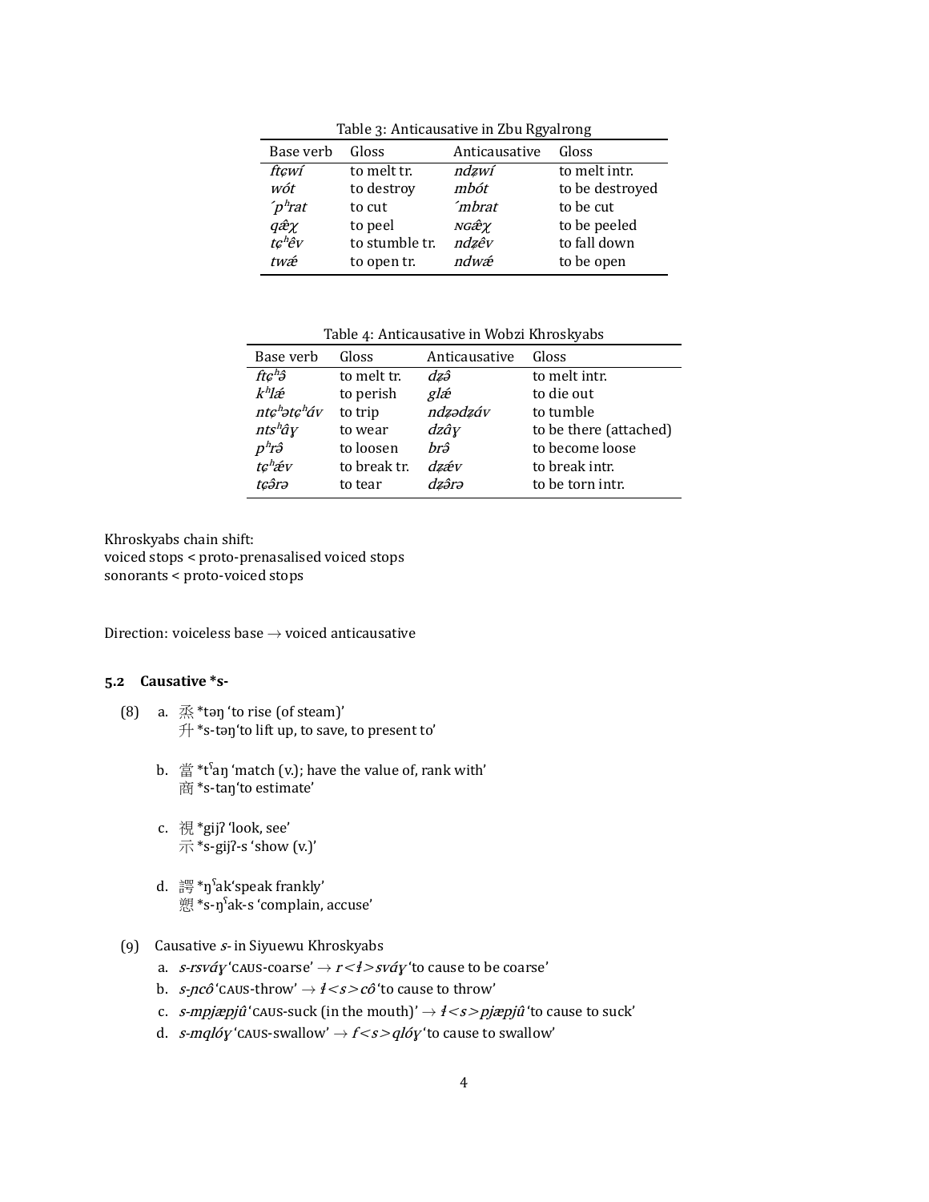Table 3: Anticausative in Zbu Rgyalrong

| Base verb | Gloss | Anticausative | Gloss |
|---|---|---|---|
| *ftɕwí* | to melt tr. | *ndʑwí* | to melt intr. |
| *wót* | to destroy | *mbót* | to be destroyed |
| *´pʰrat* | to cut | *´mbrat* | to be cut |
| *qǽχ* | to peel | *ɴɢǽχ* | to be peeled |
| *tɕʰêv* | to stumble tr. | *ndʑêv* | to fall down |
| *twǽ* | to open tr. | *ndwǽ* | to be open |

Table 4: Anticausative in Wobzi Khroskyabs

| Base verb | Gloss | Anticausative | Gloss |
|---|---|---|---|
| *ftɕʰə̂* | to melt tr. | *dʑə̂* | to melt intr. |
| *kʰlǽ* | to perish | *glǽ* | to die out |
| *ntɕʰətɕʰáv* | to trip | *ndʑədʑáv* | to tumble |
| *ntsʰâɣ* | to wear | *dzâɣ* | to be there (attached) |
| *pʰrə̂* | to loosen | *brə̂* | to become loose |
| *tɕʰǽv* | to break tr. | *dʑǽv* | to break intr. |
| *tɕə̂rə* | to tear | *dʑə̂rə* | to be torn intr. |

Khroskyabs chain shift:
voiced stops < proto-prenasalised voiced stops
sonorants < proto-voiced stops

Direction: voiceless base → voiced anticausative

### 5.2 Causative *s-

(8)
a. 烝 *təŋ 'to rise (of steam)'
升 *s-təŋ 'to lift up, to save, to present to'

b. 當 *tˤaŋ 'match (v.); have the value of, rank with'
商 *s-taŋ 'to estimate'

c. 視 *gijʔ 'look, see'
示 *s-gijʔ-s 'show (v.)'

d. 諤 *ŋˤak 'speak frankly'
愬 *s-ŋˤak-s 'complain, accuse'

(9) Causative *s-* in Siyuewu Khroskyabs
a. *s-rsváɣ* 'CAUS-coarse' → *r<ɬ>sváɣ* 'to cause to be coarse'
b. *s-ɲcô* 'CAUS-throw' → *ɬ<s>cô* 'to cause to throw'
c. *s-mpjæpjû* 'CAUS-suck (in the mouth)' → *ɬ<s>pjæpjû* 'to cause to suck'
d. *s-mqlóɣ* 'CAUS-swallow' → *f<s>qlóɣ* 'to cause to swallow'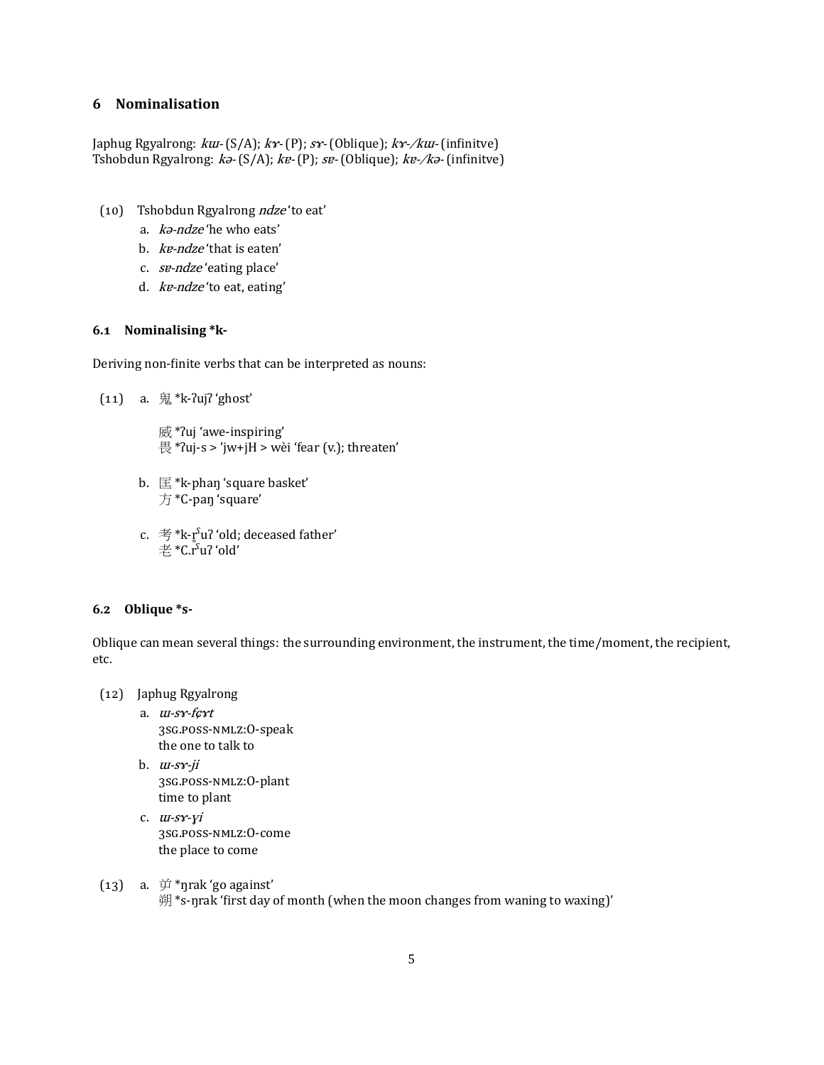## 6 Nominalisation

Japhug Rgyalrong: *kɯ-* (S/A); *kɤ-* (P); *sɤ-* (Oblique); *kɤ-/kɯ-* (infinitve)
Tshobdun Rgyalrong: *kə-* (S/A); *kɐ-* (P); *sɐ-* (Oblique); *kɐ-/kə-* (infinitve)

(10) Tshobdun Rgyalrong *ndze* 'to eat'
  a. *kə-ndze* 'he who eats'
  b. *kɐ-ndze* 'that is eaten'
  c. *sɐ-ndze* 'eating place'
  d. *kɐ-ndze* 'to eat, eating'

### 6.1 Nominalising *k-

Deriving non-finite verbs that can be interpreted as nouns:

(11) a. 鬼 *k-ʔujʔ 'ghost'

  威 *ʔuj 'awe-inspiring'
  畏 *ʔuj-s > 'jw+jH > wèi 'fear (v.); threaten'

  b. 匡 *k-phaŋ 'square basket'
  方 *C-paŋ 'square'

  c. 考 *k-r̥ˤuʔ 'old; deceased father'
  老 *C.rˤuʔ 'old'

### 6.2 Oblique *s-

Oblique can mean several things: the surrounding environment, the instrument, the time/moment, the recipient, etc.

(12) Japhug Rgyalrong
  a. *ɯ-sɤ-fɕɤt*
  3SG.POSS-NMLZ:O-speak
  the one to talk to
  b. *ɯ-sɤ-ji*
  3SG.POSS-NMLZ:O-plant
  time to plant
  c. *ɯ-sɤ-ɣi*
  3SG.POSS-NMLZ:O-come
  the place to come

(13) a. 屰 *ŋrak 'go against'
  朔 *s-ŋrak 'first day of month (when the moon changes from waning to waxing)'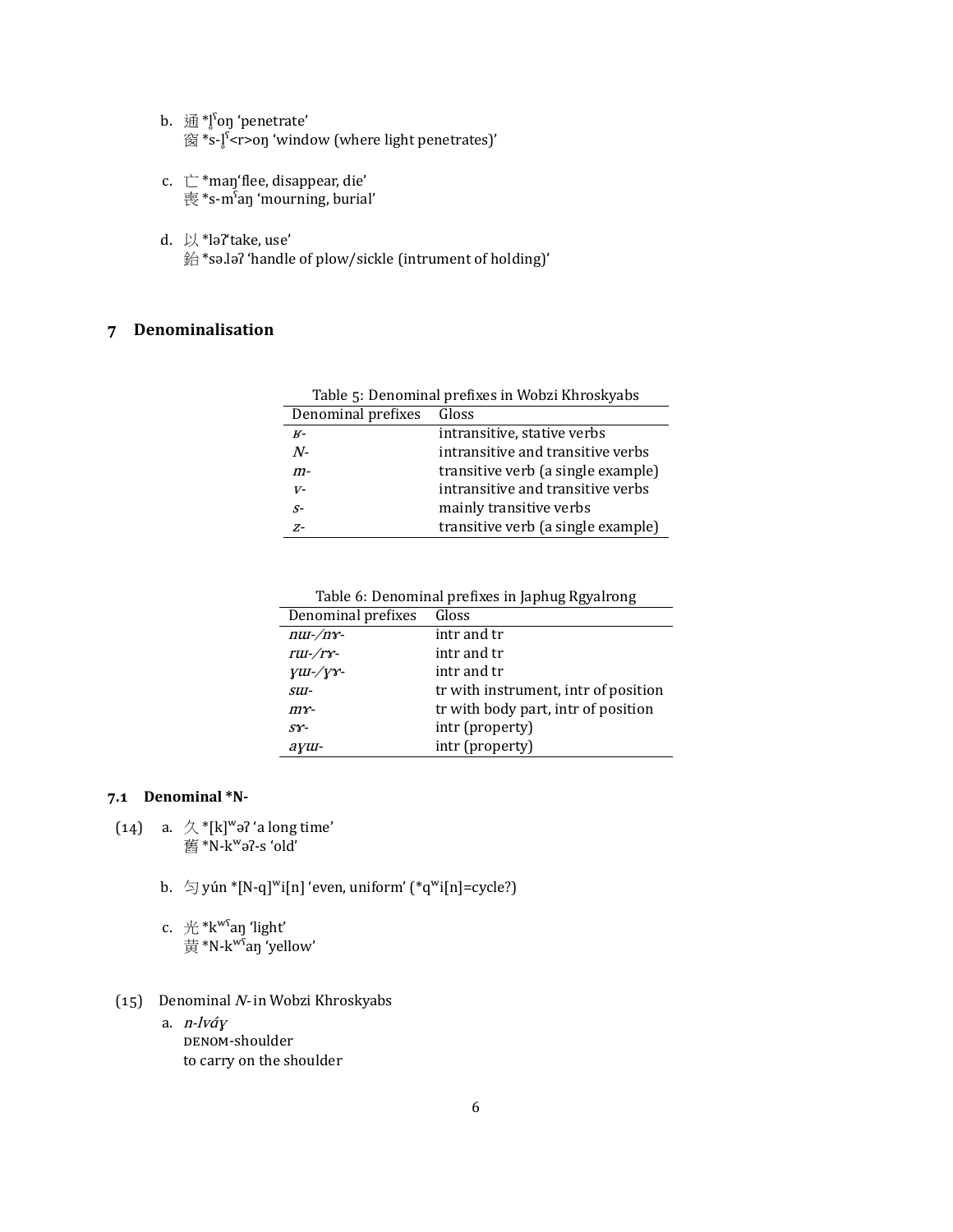b. 通 *l̥ˤoŋ 'penetrate'
窗 *s-l̥ˤ<r>oŋ 'window (where light penetrates)'

c. 亡 *maŋ'flee, disappear, die'
喪 *s-mˤaŋ 'mourning, burial'

d. 以 *ləʔ'take, use'
鈶 *sə.ləʔ 'handle of plow/sickle (intrument of holding)'

## 7 Denominalisation

Table 5: Denominal prefixes in Wobzi Khroskyabs

| Denominal prefixes | Gloss |
|---|---|
| *ʁ-* | intransitive, stative verbs |
| *N-* | intransitive and transitive verbs |
| *m-* | transitive verb (a single example) |
| *v-* | intransitive and transitive verbs |
| *s-* | mainly transitive verbs |
| *z-* | transitive verb (a single example) |

Table 6: Denominal prefixes in Japhug Rgyalrong

| Denominal prefixes | Gloss |
|---|---|
| *nɯ-/nɤ-* | intr and tr |
| *rɯ-/rɤ-* | intr and tr |
| *ɣɯ-/ɣɤ-* | intr and tr |
| *sɯ-* | tr with instrument, intr of position |
| *mɤ-* | tr with body part, intr of position |
| *sɤ-* | intr (property) |
| *aɣɯ-* | intr (property) |

### 7.1 Denominal *N-

(14) a. 久 *[k]ʷəʔ 'a long time'
舊 *N-kʷəʔ-s 'old'

b. 勻 yún *[N-q]ʷi[n] 'even, uniform' (*qʷi[n]=cycle?)

c. 光 *kʷˤaŋ 'light'
黃 *N-kʷˤaŋ 'yellow'

(15) Denominal *N-* in Wobzi Khroskyabs

a. *n-lváɣ*
DENOM-shoulder
to carry on the shoulder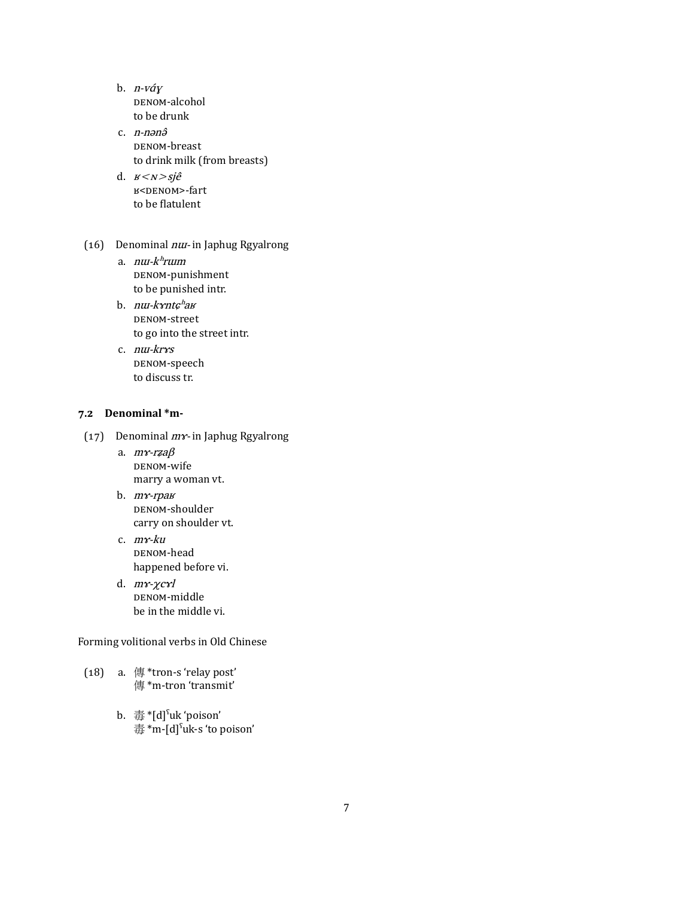b. *n-vɑ́ɣ*
   DENOM-alcohol
   to be drunk

c. *n-nənə̂*
   DENOM-breast
   to drink milk (from breasts)

d. *ʁ<ɴ>sjê*
   ʁ<DENOM>-fart
   to be flatulent

(16) Denominal *nɯ-* in Japhug Rgyalrong

a. *nɯ-kʰrɯm*
   DENOM-punishment
   to be punished intr.

b. *nɯ-kɤntɕʰaʁ*
   DENOM-street
   to go into the street intr.

c. *nɯ-krɤs*
   DENOM-speech
   to discuss tr.

### 7.2 Denominal *m-

(17) Denominal *mɤ-* in Japhug Rgyalrong

a. *mɤ-rʑaβ*
   DENOM-wife
   marry a woman vt.

b. *mɤ-rpaʁ*
   DENOM-shoulder
   carry on shoulder vt.

c. *mɤ-ku*
   DENOM-head
   happened before vi.

d. *mɤ-χcɤl*
   DENOM-middle
   be in the middle vi.

Forming volitional verbs in Old Chinese

(18) a. 傳 *tron-s 'relay post'
   傳 *m-tron 'transmit'

b. 毒 *[d]ˤuk 'poison'
   毒 *m-[d]ˤuk-s 'to poison'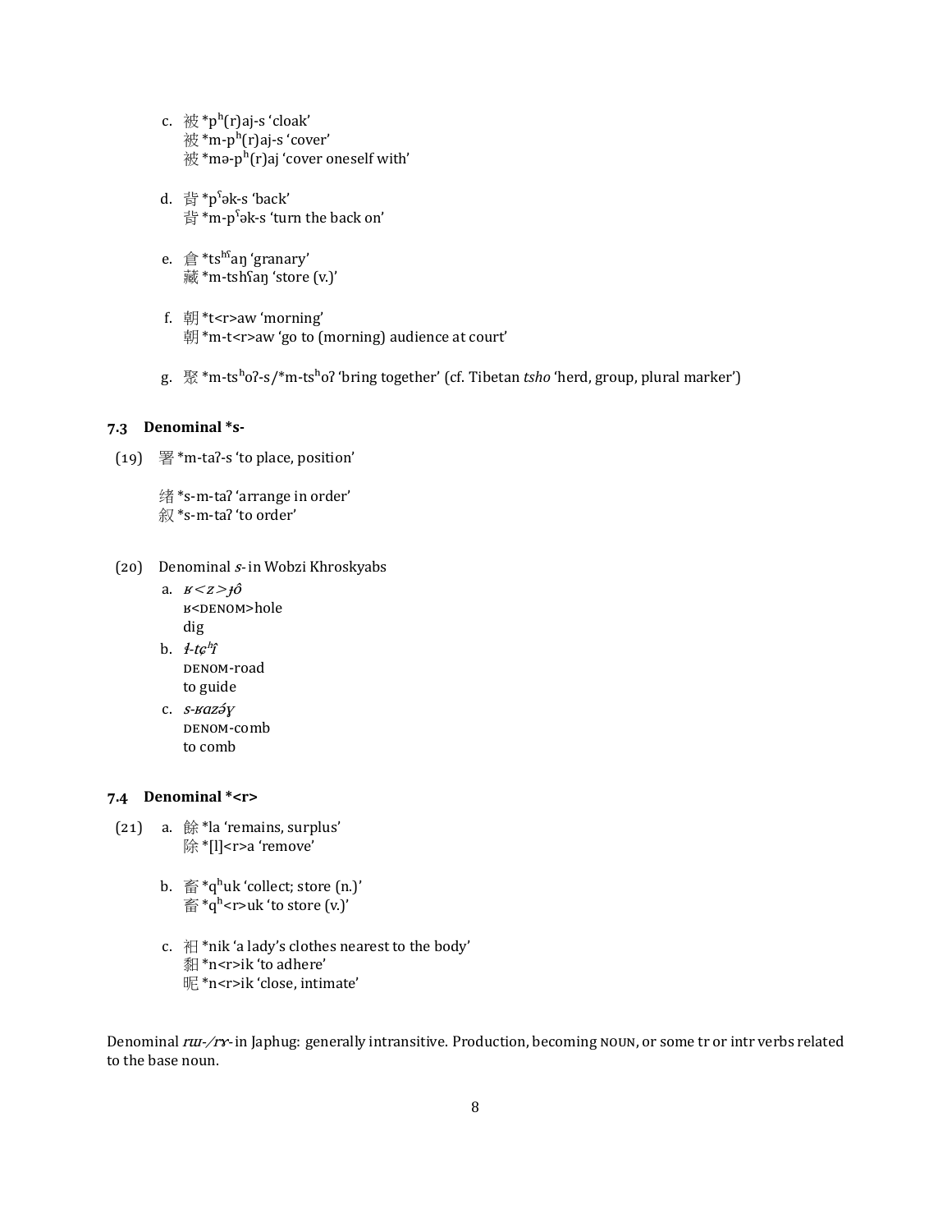c. 被 *pʰ(r)aj-s 'cloak'
   被 *m-pʰ(r)aj-s 'cover'
   被 *mə-pʰ(r)aj 'cover oneself with'

d. 背 *pˤək-s 'back'
   背 *m-pˤək-s 'turn the back on'

e. 倉 *tsʰˤaŋ 'granary'
   藏 *m-tshˤaŋ 'store (v.)'

f. 朝 *t<r>aw 'morning'
   朝 *m-t<r>aw 'go to (morning) audience at court'

g. 聚 *m-tsʰoʔ-s/*m-tsʰoʔ 'bring together' (cf. Tibetan *tsho* 'herd, group, plural marker')

### 7.3 Denominal *s-

(19) 署 *m-taʔ-s 'to place, position'

绪 *s-m-taʔ 'arrange in order'
敘 *s-m-taʔ 'to order'

(20) Denominal *s-* in Wobzi Khroskyabs

a. *ʁ<z>ɟô*
   ʁ<DENOM>hole
   dig

b. *ɬ-tɕʰî*
   DENOM-road
   to guide

c. *s-ʁazə́ɣ*
   DENOM-comb
   to comb

### 7.4 Denominal *<r>

(21) a. 餘 *la 'remains, surplus'
   除 *[l]<r>a 'remove'

b. 畜 *qʰuk 'collect; store (n.)'
   畜 *qʰ<r>uk 'to store (v.)'

c. 衵 *nik 'a lady's clothes nearest to the body'
   昵 *n<r>ik 'to adhere'
   昵 *n<r>ik 'close, intimate'

Denominal *rɯ-/rɤ-* in Japhug: generally intransitive. Production, becoming NOUN, or some tr or intr verbs related to the base noun.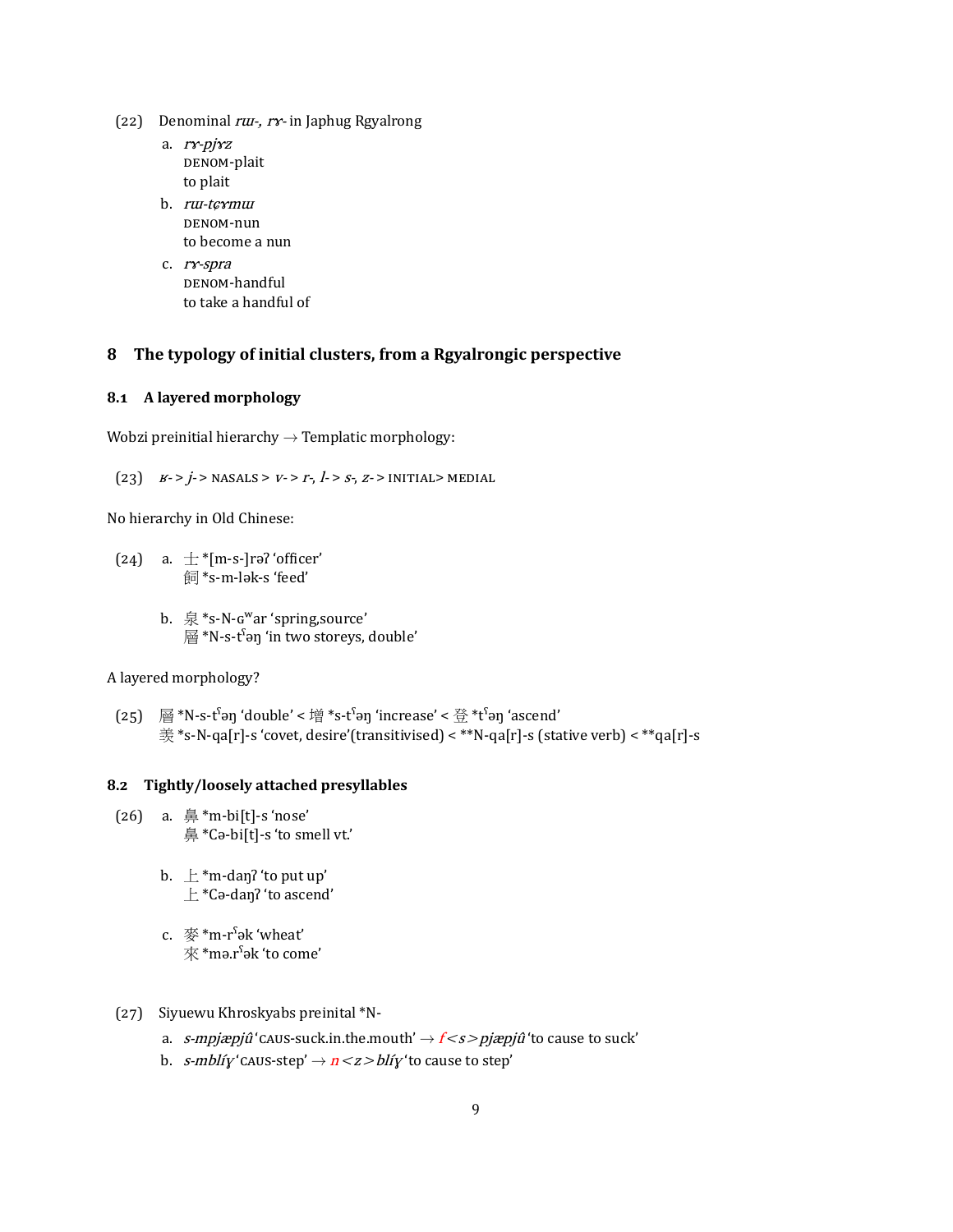(22) Denominal *rɯ-, rɤ-* in Japhug Rgyalrong

a. *rɤ-pjɤz*
   DENOM-plait
   to plait

b. *rɯ-tɕɤmɯ*
   DENOM-nun
   to become a nun

c. *rɤ-spra*
   DENOM-handful
   to take a handful of

## 8 The typology of initial clusters, from a Rgyalrongic perspective

### 8.1 A layered morphology

Wobzi preinitial hierarchy → Templatic morphology:

(23) *ʁ-* > *j-* > NASALS > *v-* > *r-, l-* > *s-, z-* > INITIAL> MEDIAL

No hierarchy in Old Chinese:

(24) a. 士 *[m-s-]rəʔ 'officer'
   飼 *s-m-lək-s 'feed'

b. 泉 *s-N-ɢʷar 'spring,source'
   層 *N-s-tˤəŋ 'in two storeys, double'

A layered morphology?

(25) 層 *N-s-tˤəŋ 'double' < 增 *s-tˤəŋ 'increase' < 登 *tˤəŋ 'ascend'
羨 *s-N-qa[r]-s 'covet, desire'(transitivised) < **N-qa[r]-s (stative verb) < **qa[r]-s

### 8.2 Tightly/loosely attached presyllables

(26) a. 鼻 *m-bi[t]-s 'nose'
   鼻 *Cə-bi[t]-s 'to smell vt.'

b. 上 *m-daŋʔ 'to put up'
   上 *Cə-daŋʔ 'to ascend'

c. 麥 *m-rˤək 'wheat'
   來 *mə.rˤək 'to come'

(27) Siyuewu Khroskyabs preinital *N-

a. *s-mpjæpjû* 'CAUS-suck.in.the.mouth' → *f<s>pjæpjû* 'to cause to suck'

b. *s-mblíɣ* 'CAUS-step' → *n<z>blíɣ* 'to cause to step'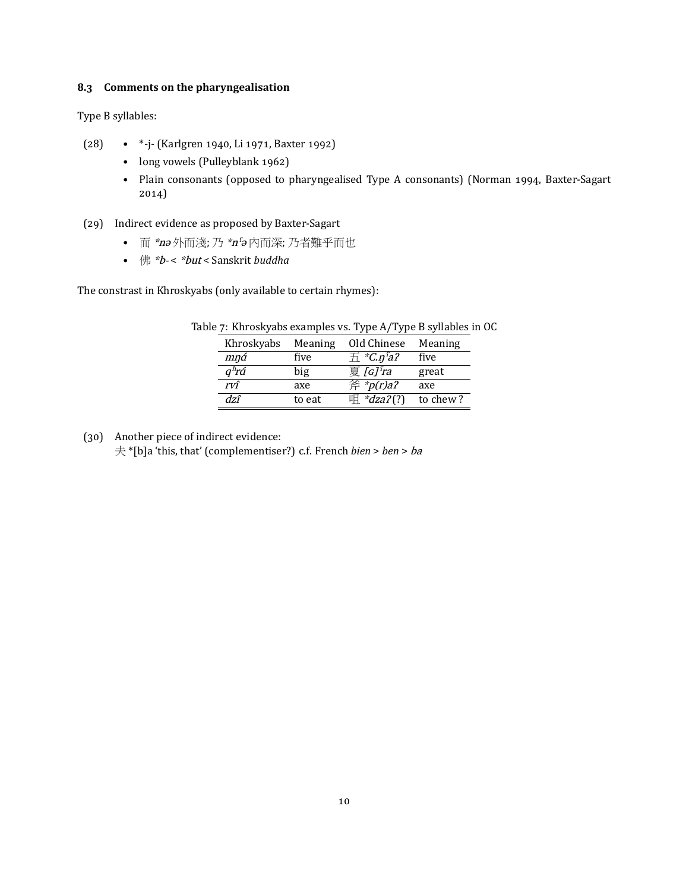### 8.3 Comments on the pharyngealisation

Type B syllables:

(28)
- *-j- (Karlgren 1940, Li 1971, Baxter 1992)
- long vowels (Pulleyblank 1962)
- Plain consonants (opposed to pharyngealised Type A consonants) (Norman 1994, Baxter-Sagart 2014)

(29) Indirect evidence as proposed by Baxter-Sagart
- 而 *\*nə* 外而淺; 乃 *\*nˤə* 內而深; 乃者難乎而也
- 佛 *\*b-* < *\*but* < Sanskrit *buddha*

The constrast in Khroskyabs (only available to certain rhymes):

Table 7: Khroskyabs examples vs. Type A/Type B syllables in OC

| Khroskyabs | Meaning | Old Chinese | Meaning |
|---|---|---|---|
| *mŋá* | five | 五 *\*C.ŋˤaʔ* | five |
| *qʰrá* | big | 夏 *[ɢ]ˤra* | great |
| *rvî* | axe | 斧 *\*p(r)aʔ* | axe |
| *dzî* | to eat | 咀 *\*dzaʔ* (?) | to chew ? |

(30) Another piece of indirect evidence:
夫 *[b]a 'this, that' (complementiser?) c.f. French *bien* > *ben* > *ba*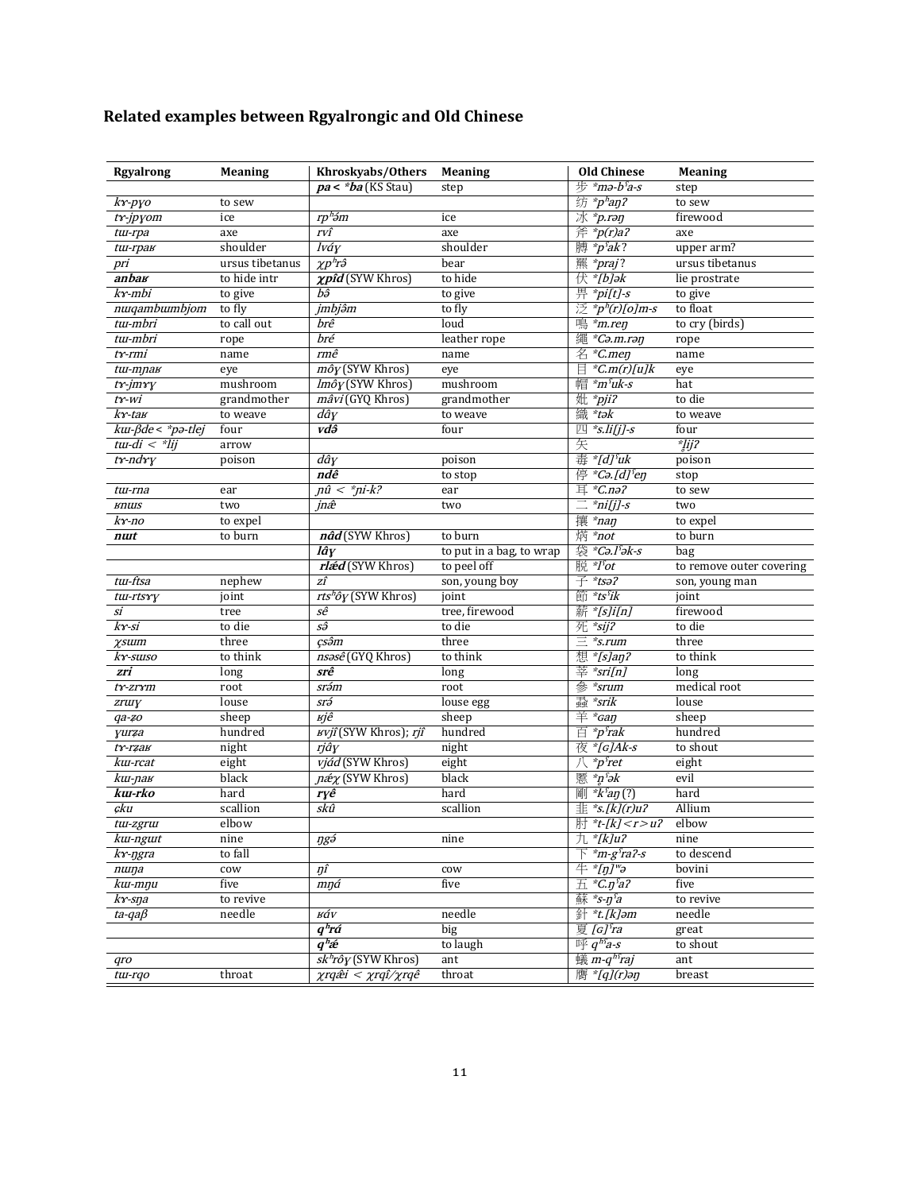## Related examples between Rgyalrongic and Old Chinese

| Rgyalrong | Meaning | Khroskyabs/Others | Meaning | Old Chinese | Meaning |
|---|---|---|---|---|---|
| | | ***pa** < \*ba* (KS Stau) | step | 步 *\*mə-bˤa-s* | step |
| *kɤ-pɣo* | to sew | | | 纺 *\*pʰaŋʔ* | to sew |
| *tɤ-jpɣom* | ice | *rpʰə́m* | ice | 冰 *\*p.rəŋ* | firewood |
| *tɯ-rpa* | axe | *rvî* | axe | 斧 *\*p(r)aʔ* | axe |
| *tɯ-rpaʁ* | shoulder | *lváɣ* | shoulder | 膊 *\*pˤak*? | upper arm? |
| *pri* | ursus tibetanus | *χpʰrə̂* | bear | 羆 *\*praj*? | ursus tibetanus |
| ***anbaʁ*** | to hide intr | ***χpîd*** (SYW Khros) | to hide | 伏 *\*[b]ək* | lie prostrate |
| *kɤ-mbi* | to give | *bə̂* | to give | 畀 *\*pi[t]-s* | to give |
| *nɯqambɯmbjom* | to fly | *jmbjə̂m* | to fly | 泛 *\*pʰ(r)[o]m-s* | to float |
| *tɯ-mbri* | to call out | *brê* | loud | 鳴 *\*m.reŋ* | to cry (birds) |
| *tɯ-mbri* | rope | *bré* | leather rope | 繩 *\*Cə.m.rəŋ* | rope |
| *tɤ-rmi* | name | *rmê* | name | 名 *\*C.meŋ* | name |
| *tɯ-mɲaʁ* | eye | *mə̂ɣ* (SYW Khros) | eye | 目 *\*C.m(r)[u]k* | eye |
| *tɤ-jmɤɣ* | mushroom | *lmə̂ɣ* (SYW Khros) | mushroom | 帽 *\*mˤuk-s* | hat |
| *tɤ-wi* | grandmother | *mâvi* (GYQ Khros) | grandmother | 妣 *\*pjiʔ* | to die |
| *kɤ-taʁ* | to weave | *dâɣ* | to weave | 織 *\*tək* | to weave |
| *kɯ-βde* < *\*pə-tlej* | four | ***vdə̂*** | four | 四 *\*s.li[j]-s* | four |
| *tɯ-di* < *\*lij* | arrow | | | 矢 | *\*l̥ijʔ* |
| *tɤ-ndɤɣ* | poison | *dâɣ* | poison | 毒 *\*[d]ˤuk* | poison |
| | | ***ndê*** | to stop | 停 *\*Cə.[d]ˤeŋ* | stop |
| *tɯ-rna* | ear | *ɲû* < *\*ɲi-k?* | ear | 耳 *\*C.nəʔ* | to sew |
| *ʁnɯs* | two | *jnǽ* | two | 二 *\*ni[j]-s* | two |
| *kɤ-no* | to expel | | | 攘 *\*naŋ* | to expel |
| ***nɯt*** | to burn | ***nâd*** (SYW Khros) | to burn | 焫 *\*not* | to burn |
| | | ***lâɣ*** | to put in a bag, to wrap | 袋 *\*Cə.lˤək-s* | bag |
| | | ***rlǽd*** (SYW Khros) | to peel off | 脫 *\*lˤot* | to remove outer covering |
| *tɯ-ftsa* | nephew | *zî* | son, young boy | 子 *\*tsəʔ* | son, young man |
| *tɯ-rtsɤɣ* | joint | *rtsʰə̂ɣ* (SYW Khros) | joint | 節 *\*tsˤik* | joint |
| *si* | tree | *sê* | tree, firewood | 薪 *\*[s]i[n]* | firewood |
| *kɤ-si* | to die | *sə̂* | to die | 死 *\*sijʔ* | to die |
| *χsɯm* | three | *ɕsə̂m* | three | 三 *\*s.rum* | three |
| *kɤ-sɯso* | to think | *nsəsê* (GYQ Khros) | to think | 想 *\*[s]aŋʔ* | to think |
| ***zri*** | long | ***srê*** | long | 莘 *\*sri[n]* | long |
| *tɤ-zrɤm* | root | *srə́m* | root | 參 *\*srum* | medical root |
| *zrɯɣ* | louse | *srə́* | louse egg | 蝨 *\*srik* | louse |
| *qa-ʑo* | sheep | *ʁjê* | sheep | 羊 *\*ɢaŋ* | sheep |
| *ɣurʑa* | hundred | *ʁvjî* (SYW Khros); *rjî* | hundred | 百 *\*pˤrak* | hundred |
| *tɤ-rʑaʁ* | night | *rjâɣ* | night | 夜 *\*[ɢ]Ak-s* | to shout |
| *kɯ-rcat* | eight | *vjád* (SYW Khros) | eight | 八 *\*pˤret* | eight |
| *kɯ-ɲaʁ* | black | *ɲǽχ* (SYW Khros) | black | 慝 *\*n̥ˤək* | evil |
| ***kɯ-rko*** | hard | ***rɣê*** | hard | 剛 *\*kˤaŋ* (?) | hard |
| *ɕku* | scallion | *skû* | scallion | 韭 *\*s.[k](r)uʔ* | Allium |
| *tɯ-zgrɯ* | elbow | | | 肘 *\*t-[k]<r>uʔ* | elbow |
| *kɯ-ngɯt* | nine | *ŋgə́* | nine | 九 *\*[k]uʔ* | nine |
| *kɤ-ŋgra* | to fall | | | 下 *\*m-gˤraʔ-s* | to descend |
| *nɯŋa* | cow | *ŋî* | cow | 牛 *\*[ŋ]ʷə* | bovini |
| *kɯ-mŋu* | five | *mŋá* | five | 五 *\*C.ŋˤaʔ* | five |
| *kɤ-sŋa* | to revive | | | 蘇 *\*s-ŋˤa* | to revive |
| *ta-qaβ* | needle | *ʁáv* | needle | 針 *\*t.[k]əm* | needle |
| | | ***qʰrá*** | big | 夏 *[ɢ]ˤra* | great |
| | | ***qʰǽ*** | to laugh | 呼 *qʰˤa-s* | to shout |
| *qro* | ant | *skʰrə̂ɣ* (SYW Khros) | ant | 蟻 *m-qʰˤraj* | ant |
| *tɯ-rqo* | throat | *χrqǽi* < *χrqî/χrqê* | throat | 膺 *\*[q](r)əŋ* | breast |